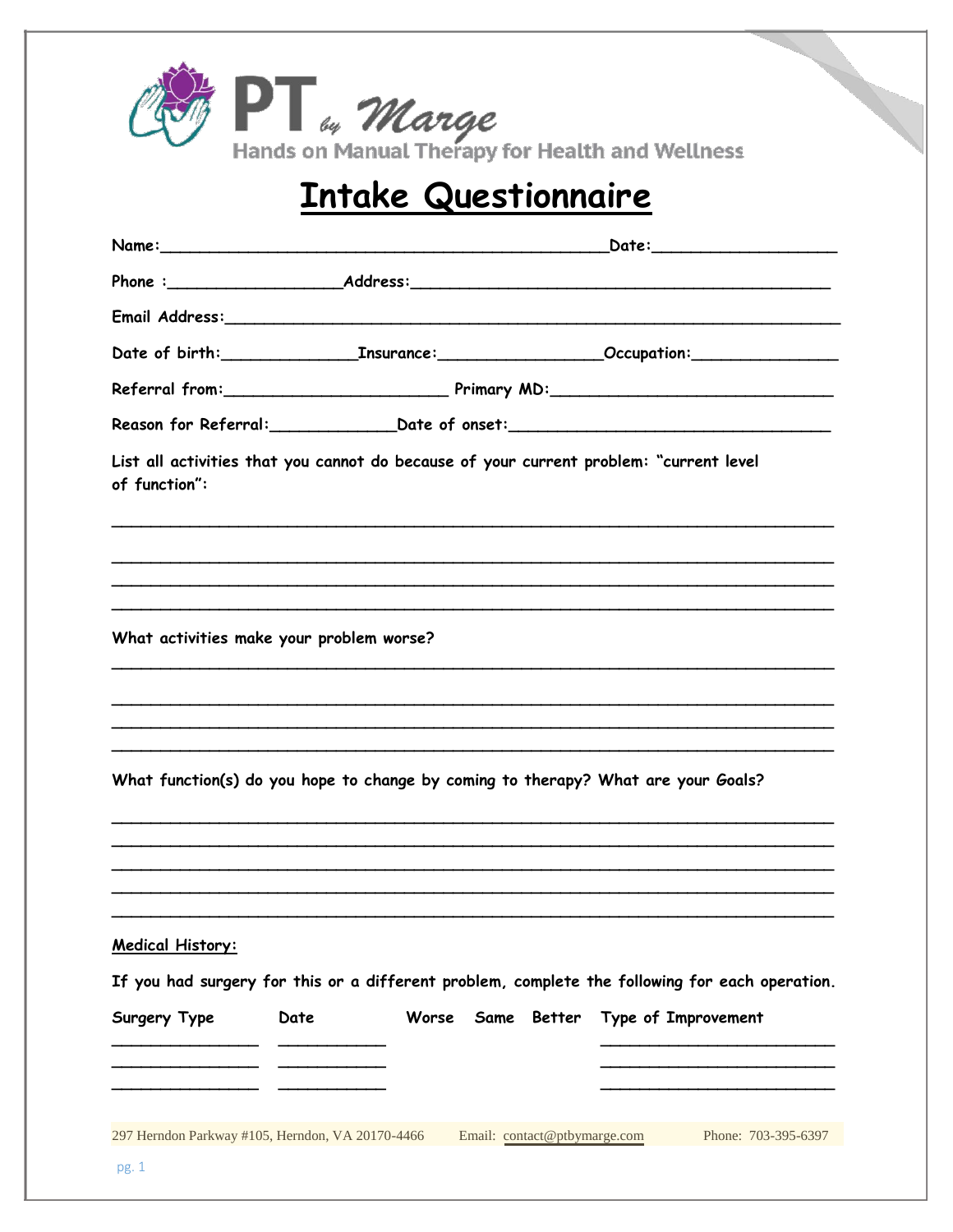**PT by Marge**

Hands on Manual Therapy for Health and Wellness

# Intake Questionnaire

Name:_______________________________________________Date:___________________

Phone :__________________Address:_____________________________________________

Email Address:___________________________________________________________________

Date of birth:______________Insurance:_________________Occupation:_______________

Referral from:_______________________ Primary MD:______________________________

Reason for Referral:_____________Date of onset:_________________________________

List all activities that you cannot do because of your current problem: "current level of function":

___________________________________________________________________________

___________________________________________________________________________

___________________________________________________________________________

___________________________________________________________________________

What activities make your problem worse?

___________________________________________________________________________

___________________________________________________________________________

___________________________________________________________________________

___________________________________________________________________________

What function(s) do you hope to change by coming to therapy? What are your Goals?

___________________________________________________________________________

___________________________________________________________________________

___________________________________________________________________________

___________________________________________________________________________

___________________________________________________________________________

**Medical History:**

If you had surgery for this or a different problem, complete the following for each operation.

| Surgery Type | Date | Worse | Same | Better | Type of Improvement |
|---|---|---|---|---|---|
| _______________ | ___________ | | | | _________________________ |
| _______________ | ___________ | | | | _________________________ |
| _______________ | ___________ | | | | _________________________ |

297 Herndon Parkway #105, Herndon, VA 20170-4466 Email: contact@ptbymarge.com Phone: 703-395-6397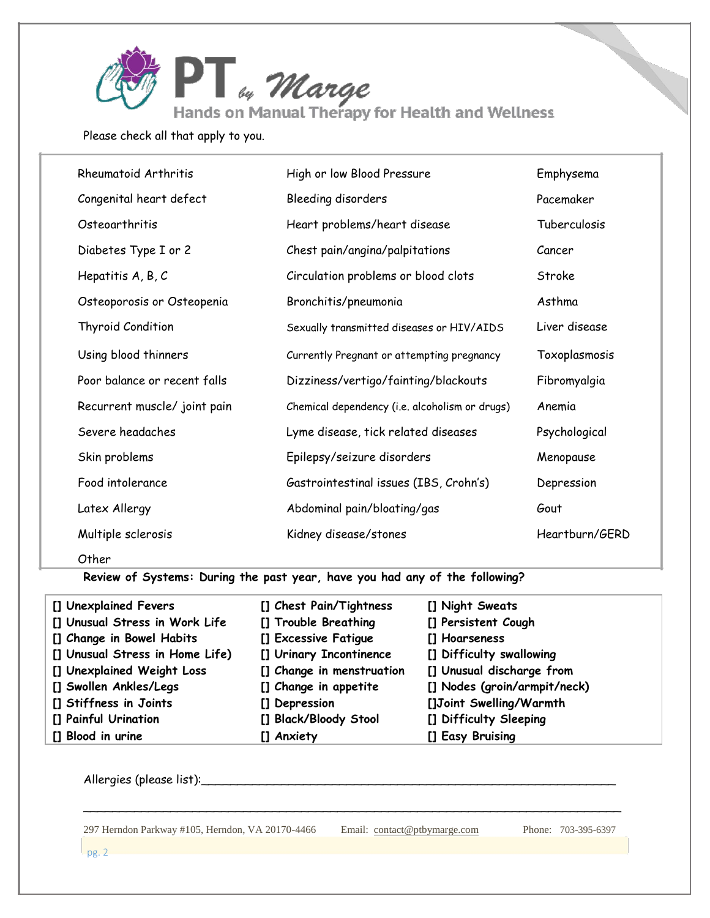# PT by Marge

Hands on Manual Therapy for Health and Wellness

Please check all that apply to you.

| | | |
|---|---|---|
| Rheumatoid Arthritis | High or low Blood Pressure | Emphysema |
| Congenital heart defect | Bleeding disorders | Pacemaker |
| Osteoarthritis | Heart problems/heart disease | Tuberculosis |
| Diabetes Type I or 2 | Chest pain/angina/palpitations | Cancer |
| Hepatitis A, B, C | Circulation problems or blood clots | Stroke |
| Osteoporosis or Osteopenia | Bronchitis/pneumonia | Asthma |
| Thyroid Condition | Sexually transmitted diseases or HIV/AIDS | Liver disease |
| Using blood thinners | Currently Pregnant or attempting pregnancy | Toxoplasmosis |
| Poor balance or recent falls | Dizziness/vertigo/fainting/blackouts | Fibromyalgia |
| Recurrent muscle/ joint pain | Chemical dependency (i.e. alcoholism or drugs) | Anemia |
| Severe headaches | Lyme disease, tick related diseases | Psychological |
| Skin problems | Epilepsy/seizure disorders | Menopause |
| Food intolerance | Gastrointestinal issues (IBS, Crohn's) | Depression |
| Latex Allergy | Abdominal pain/bloating/gas | Gout |
| Multiple sclerosis | Kidney disease/stones | Heartburn/GERD |
| Other | | |

**Review of Systems: During the past year, have you had any of the following?**

| | | |
|---|---|---|
| [] Unexplained Fevers | [] Chest Pain/Tightness | [] Night Sweats |
| [] Unusual Stress in Work Life | [] Trouble Breathing | [] Persistent Cough |
| [] Change in Bowel Habits | [] Excessive Fatigue | [] Hoarseness |
| [] Unusual Stress in Home Life) | [] Urinary Incontinence | [] Difficulty swallowing |
| [] Unexplained Weight Loss | [] Change in menstruation | [] Unusual discharge from |
| [] Swollen Ankles/Legs | [] Change in appetite | [] Nodes (groin/armpit/neck) |
| [] Stiffness in Joints | [] Depression | []Joint Swelling/Warmth |
| [] Painful Urination | [] Black/Bloody Stool | [] Difficulty Sleeping |
| [] Blood in urine | [] Anxiety | [] Easy Bruising |

Allergies (please list):\_\_\_\_\_\_\_\_\_\_\_\_\_\_\_\_\_\_\_\_\_\_\_\_\_\_\_\_\_\_\_\_\_\_\_\_\_\_\_\_\_\_\_\_\_\_\_\_\_\_\_\_\_\_\_\_

\_\_\_\_\_\_\_\_\_\_\_\_\_\_\_\_\_\_\_\_\_\_\_\_\_\_\_\_\_\_\_\_\_\_\_\_\_\_\_\_\_\_\_\_\_\_\_\_\_\_\_\_\_\_\_\_\_\_\_\_\_\_\_\_\_\_\_\_\_\_\_\_\_\_\_\_

297 Herndon Parkway #105, Herndon, VA 20170-4466 Email: contact@ptbymarge.com Phone: 703-395-6397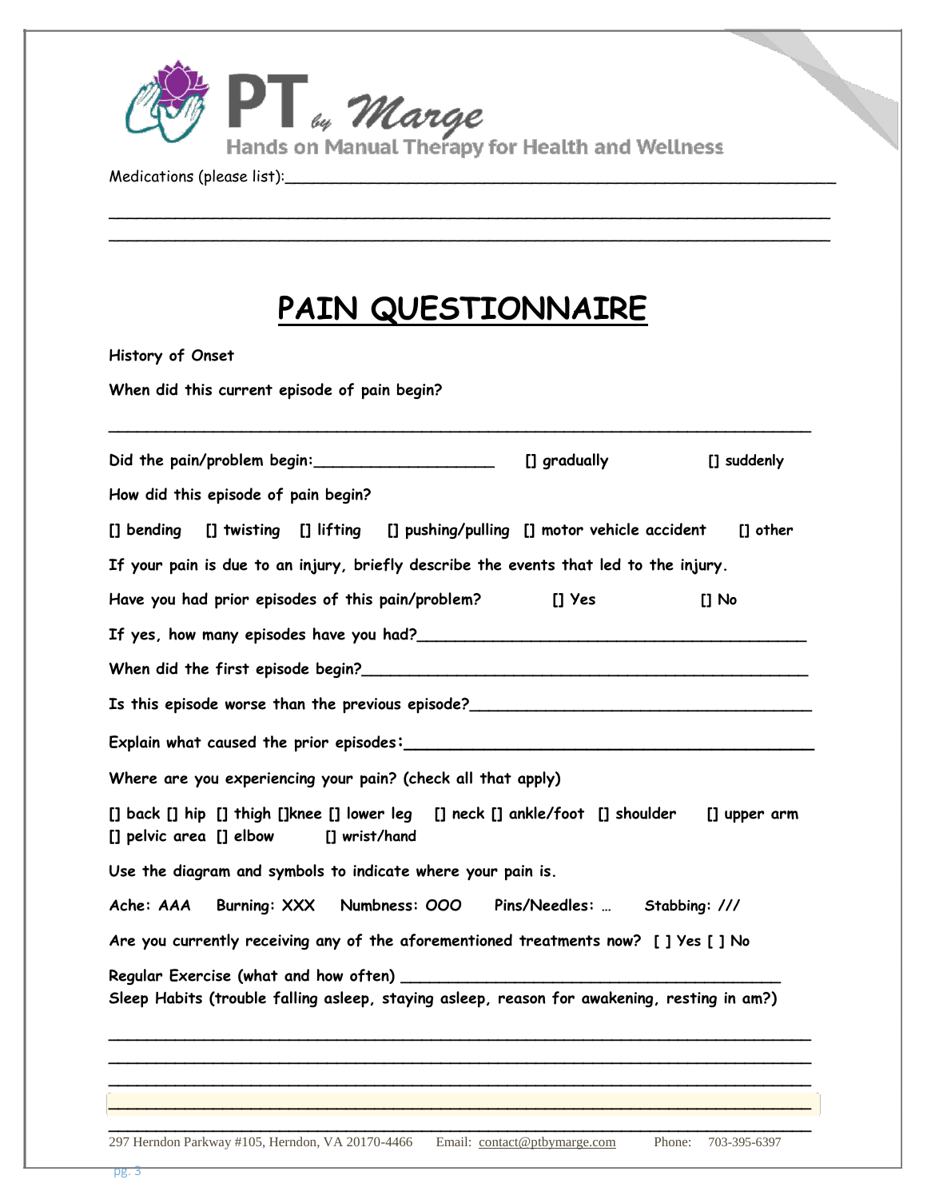PT by Marge

Hands on Manual Therapy for Health and Wellness

Medications (please list):___________________________________________________________

___________________________________________________________________________

___________________________________________________________________________

# PAIN QUESTIONNAIRE

**History of Onset**

**When did this current episode of pain begin?**

___________________________________________________________________________

**Did the pain/problem begin:___________________ [] gradually [] suddenly**

**How did this episode of pain begin?**

**[] bending [] twisting [] lifting [] pushing/pulling [] motor vehicle accident [] other**

**If your pain is due to an injury, briefly describe the events that led to the injury.**

**Have you had prior episodes of this pain/problem? [] Yes [] No**

**If yes, how many episodes have you had?_________________________________________**

**When did the first episode begin?_______________________________________________**

**Is this episode worse than the previous episode?___________________________________**

**Explain what caused the prior episodes:___________________________________________**

**Where are you experiencing your pain? (check all that apply)**

**[] back [] hip [] thigh []knee [] lower leg [] neck [] ankle/foot [] shoulder [] upper arm [] pelvic area [] elbow [] wrist/hand**

**Use the diagram and symbols to indicate where your pain is.**

**Ache: AAA Burning: XXX Numbness: OOO Pins/Needles: … Stabbing: ///**

**Are you currently receiving any of the aforementioned treatments now? [ ] Yes [ ] No**

**Regular Exercise (what and how often) ________________________________________**
**Sleep Habits (trouble falling asleep, staying asleep, reason for awakening, resting in am?)**

___________________________________________________________________________

___________________________________________________________________________

___________________________________________________________________________

___________________________________________________________________________

___________________________________________________________________________

297 Herndon Parkway #105, Herndon, VA 20170-4466 Email: contact@ptbymarge.com Phone: 703-395-6397